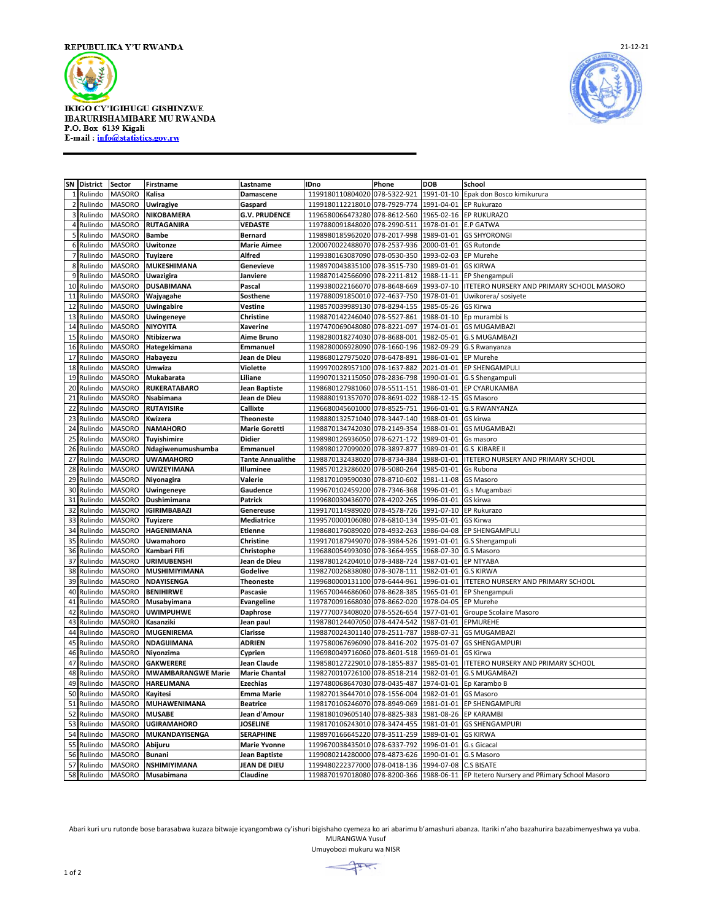REPUBULIKA Y'U RWANDA

21-12-21

IKIGO CY'IGIHUGU GISHINZWE IBARURISHAMIBARE MU RWANDA
P.O. Box 6139 Kigali
E-mail : info@statistics.gov.rw

| SN | District | Sector | Firstname | Lastname | IDno | Phone | DOB | School |
|---|---|---|---|---|---|---|---|---|
| 1 | Rulindo | MASORO | Kalisa | Damascene | 1199180110804020 | 078-5322-921 | 1991-01-10 | Epak don Bosco kimikurura |
| 2 | Rulindo | MASORO | Uwiragiye | Gaspard | 1199180112218010 | 078-7929-774 | 1991-04-01 | EP Rukurazo |
| 3 | Rulindo | MASORO | NIKOBAMERA | G.V. PRUDENCE | 1196580066473280 | 078-8612-560 | 1965-02-16 | EP RUKURAZO |
| 4 | Rulindo | MASORO | RUTAGANIRA | VEDASTE | 1197880091848020 | 078-2990-511 | 1978-01-01 | E.P GATWA |
| 5 | Rulindo | MASORO | Bambe | Bernard | 1198980185962020 | 078-2017-998 | 1989-01-01 | GS SHYORONGI |
| 6 | Rulindo | MASORO | Uwitonze | Marie Aimee | 1200070022488070 | 078-2537-936 | 2000-01-01 | GS Rutonde |
| 7 | Rulindo | MASORO | Tuyizere | Alfred | 1199380163087090 | 078-0530-350 | 1993-02-03 | EP Murehe |
| 8 | Rulindo | MASORO | MUKESHIMANA | Genevieve | 1198970043835100 | 078-3515-730 | 1989-01-01 | GS KIRWA |
| 9 | Rulindo | MASORO | Uwazigira | Janviere | 1198870142566090 | 078-2211-812 | 1988-11-11 | EP Shengampuli |
| 10 | Rulindo | MASORO | DUSABIMANA | Pascal | 1199380022166070 | 078-8648-669 | 1993-07-10 | ITETERO NURSERY AND PRIMARY SCHOOL MASORO |
| 11 | Rulindo | MASORO | Wajyagahe | Sosthene | 1197880091850010 | 072-4637-750 | 1978-01-01 | Uwikorera/ sosiyete |
| 12 | Rulindo | MASORO | Uwingabire | Vestine | 1198570039989130 | 078-8294-155 | 1985-05-26 | GS Kirwa |
| 13 | Rulindo | MASORO | Uwingeneye | Christine | 1198870142246040 | 078-5527-861 | 1988-01-10 | Ep murambi Is |
| 14 | Rulindo | MASORO | NIYOYITA | Xaverine | 1197470069048080 | 078-8221-097 | 1974-01-01 | GS MUGAMBAZI |
| 15 | Rulindo | MASORO | Ntibizerwa | Aime Bruno | 1198280018274030 | 078-8688-001 | 1982-05-01 | G.S MUGAMBAZI |
| 16 | Rulindo | MASORO | Hategekimana | Emmanuel | 1198280006928090 | 078-1660-196 | 1982-09-29 | G.S Rwanyanza |
| 17 | Rulindo | MASORO | Habayezu | Jean de Dieu | 1198680127975020 | 078-6478-891 | 1986-01-01 | EP Murehe |
| 18 | Rulindo | MASORO | Umwiza | Violette | 1199970028957100 | 078-1637-882 | 2021-01-01 | EP SHENGAMPULI |
| 19 | Rulindo | MASORO | Mukabarata | Liliane | 1199070132115050 | 078-2836-798 | 1990-01-01 | G.S Shengampuli |
| 20 | Rulindo | MASORO | RUKERATABARO | Jean Baptiste | 1198680127981060 | 078-5511-151 | 1986-01-01 | EP CYARUKAMBA |
| 21 | Rulindo | MASORO | Nsabimana | Jean de Dieu | 1198880191357070 | 078-8691-022 | 1988-12-15 | GS Masoro |
| 22 | Rulindo | MASORO | RUTAYISIRe | Callixte | 1196680045601000 | 078-8525-751 | 1966-01-01 | G.S RWANYANZA |
| 23 | Rulindo | MASORO | Kwizera | Theoneste | 1198880132571040 | 078-3447-140 | 1988-01-01 | GS kirwa |
| 24 | Rulindo | MASORO | NAMAHORO | Marie Goretti | 1198870134742030 | 078-2149-354 | 1988-01-01 | GS MUGAMBAZI |
| 25 | Rulindo | MASORO | Tuyishimire | Didier | 1198980126936050 | 078-6271-172 | 1989-01-01 | Gs masoro |
| 26 | Rulindo | MASORO | Ndagiwenumushumba | Emmanuel | 1198980127099020 | 078-3897-877 | 1989-01-01 | G.S KIBARE II |
| 27 | Rulindo | MASORO | UWAMAHORO | Tante Annualithe | 1198870132438020 | 078-8734-384 | 1988-01-01 | ITETERO NURSERY AND PRIMARY SCHOOL |
| 28 | Rulindo | MASORO | UWIZEYIMANA | Illuminee | 1198570123286020 | 078-5080-264 | 1985-01-01 | Gs Rubona |
| 29 | Rulindo | MASORO | Niyonagira | Valerie | 1198170109590030 | 078-8710-602 | 1981-11-08 | GS Masoro |
| 30 | Rulindo | MASORO | Uwingeneye | Gaudence | 1199670102459200 | 078-7346-368 | 1996-01-01 | G.s Mugambazi |
| 31 | Rulindo | MASORO | Dushimimana | Patrick | 1199680030436070 | 078-4202-265 | 1996-01-01 | GS kirwa |
| 32 | Rulindo | MASORO | IGIRIMBABAZI | Genereuse | 1199170114989020 | 078-4578-726 | 1991-07-10 | EP Rukurazo |
| 33 | Rulindo | MASORO | Tuyizere | Mediatrice | 1199570000106080 | 078-6810-134 | 1995-01-01 | GS Kirwa |
| 34 | Rulindo | MASORO | HAGENIMANA | Etienne | 1198680176089020 | 078-4932-263 | 1986-04-08 | EP SHENGAMPULI |
| 35 | Rulindo | MASORO | Uwamahoro | Christine | 1199170187949070 | 078-3984-526 | 1991-01-01 | G.S Shengampuli |
| 36 | Rulindo | MASORO | Kambari Fifi | Christophe | 1196880054993030 | 078-3664-955 | 1968-07-30 | G.S Masoro |
| 37 | Rulindo | MASORO | URIMUBENSHI | Jean de Dieu | 1198780124204010 | 078-3488-724 | 1987-01-01 | EP NTYABA |
| 38 | Rulindo | MASORO | MUSHIMIYIMANA | Godelive | 1198270026838080 | 078-3078-111 | 1982-01-01 | G.S KIRWA |
| 39 | Rulindo | MASORO | NDAYISENGA | Theoneste | 1199680000131100 | 078-6444-961 | 1996-01-01 | ITETERO NURSERY AND PRIMARY SCHOOL |
| 40 | Rulindo | MASORO | BENIHIRWE | Pascasie | 1196570044686060 | 078-8628-385 | 1965-01-01 | EP Shengampuli |
| 41 | Rulindo | MASORO | Musabyimana | Evangeline | 1197870091668030 | 078-8662-020 | 1978-04-05 | EP Murehe |
| 42 | Rulindo | MASORO | UWIMPUHWE | Daphrose | 1197770073408020 | 078-5526-654 | 1977-01-01 | Groupe Scolaire Masoro |
| 43 | Rulindo | MASORO | Kasanziki | Jean paul | 1198780124407050 | 078-4474-542 | 1987-01-01 | EPMUREHE |
| 44 | Rulindo | MASORO | MUGENIREMA | Clarisse | 1198870024301140 | 078-2511-787 | 1988-07-31 | GS MUGAMBAZI |
| 45 | Rulindo | MASORO | NDAGIJIMANA | ADRIEN | 1197580067696090 | 078-8416-202 | 1975-01-07 | GS SHENGAMPURI |
| 46 | Rulindo | MASORO | Niyonzima | Cyprien | 1196980049716060 | 078-8601-518 | 1969-01-01 | GS Kirwa |
| 47 | Rulindo | MASORO | GAKWERERE | Jean Claude | 1198580127229010 | 078-1855-837 | 1985-01-01 | ITETERO NURSERY AND PRIMARY SCHOOL |
| 48 | Rulindo | MASORO | MWAMBARANGWE Marie | Marie Chantal | 1198270010726100 | 078-8518-214 | 1982-01-01 | G.S MUGAMBAZI |
| 49 | Rulindo | MASORO | HARELIMANA | Ezechias | 1197480068647030 | 078-0435-487 | 1974-01-01 | Ep Karambo B |
| 50 | Rulindo | MASORO | Kayitesi | Emma Marie | 1198270136447010 | 078-1556-004 | 1982-01-01 | GS Masoro |
| 51 | Rulindo | MASORO | MUHAWENIMANA | Beatrice | 1198170106246070 | 078-8949-069 | 1981-01-01 | EP SHENGAMPURI |
| 52 | Rulindo | MASORO | MUSABE | Jean d'Amour | 1198180109605140 | 078-8825-383 | 1981-08-26 | EP KARAMBI |
| 53 | Rulindo | MASORO | UGIRAMAHORO | JOSELINE | 1198170106243010 | 078-3474-455 | 1981-01-01 | GS SHENGAMPURI |
| 54 | Rulindo | MASORO | MUKANDAYISENGA | SERAPHINE | 1198970166645220 | 078-3511-259 | 1989-01-01 | GS KIRWA |
| 55 | Rulindo | MASORO | Abijuru | Marie Yvonne | 1199670038435010 | 078-6337-792 | 1996-01-01 | G.s Gicacal |
| 56 | Rulindo | MASORO | Bunani | Jean Baptiste | 1199080214280000 | 078-4873-626 | 1990-01-01 | G.S Masoro |
| 57 | Rulindo | MASORO | NSHIMIYIMANA | JEAN DE DIEU | 1199480222377000 | 078-0418-136 | 1994-07-08 | C.S BISATE |
| 58 | Rulindo | MASORO | Musabimana | Claudine | 1198870197018080 | 078-8200-366 | 1988-06-11 | EP Itetero Nursery and PRimary School Masoro |

Abari kuri uru rutonde bose barasabwa kuzaza bitwaje icyangombwa cy'ishuri bigishaho cyemeza ko ari abarimu b'amashuri abanza. Itariki n'aho bazahurira bazabimenyeshwa ya vuba.

MURANGWA Yusuf

Umuyobozi mukuru wa NISR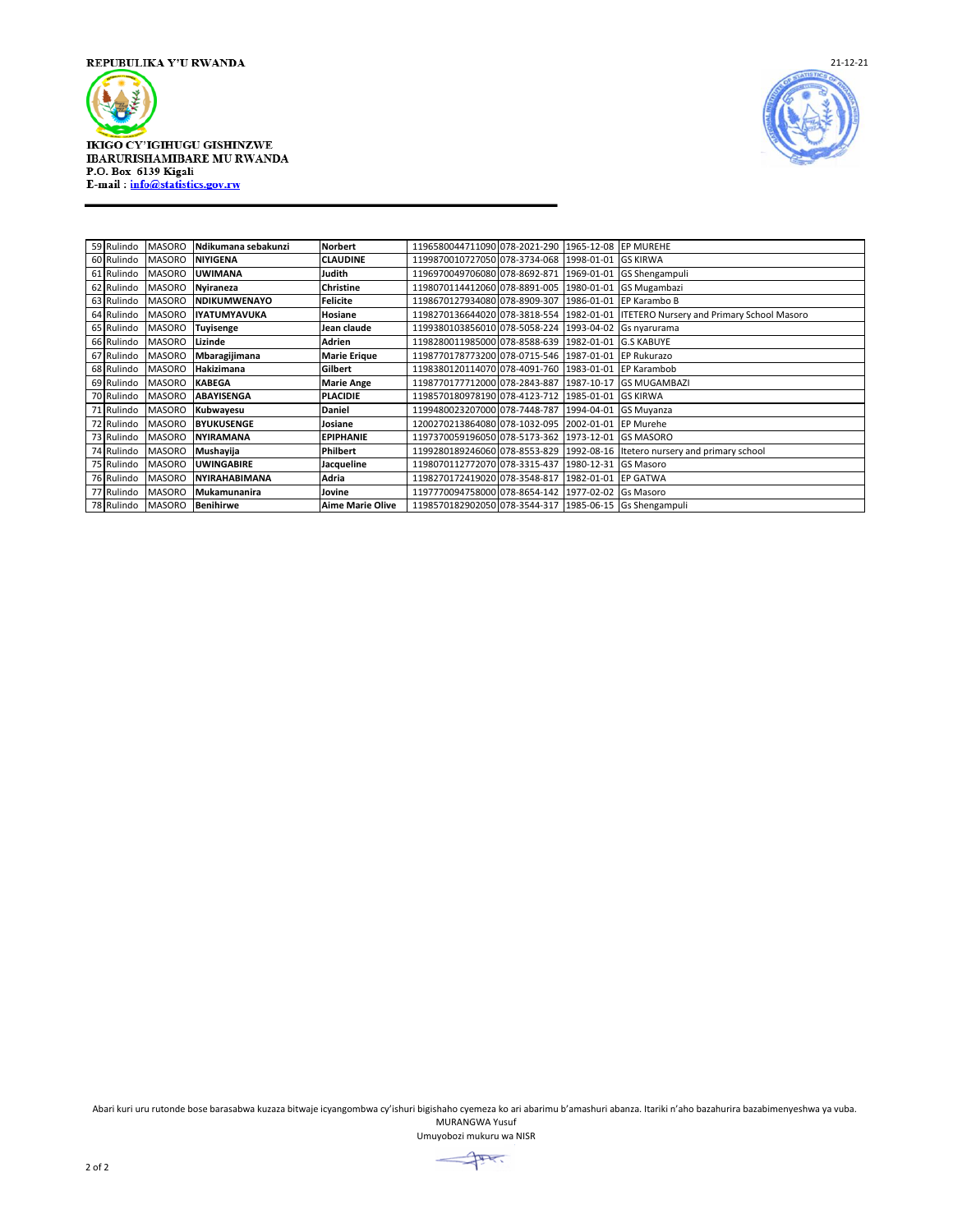REPUBULIKA Y'U RWANDA

21-12-21

IKIGO CY'IGIHUGU GISHINZWE
IBARURISHAMIBARE MU RWANDA
P.O. Box 6139 Kigali
E-mail : info@statistics.gov.rw

| | | | | | | | | |
|---|---|---|---|---|---|---|---|---|
| 59 | Rulindo | MASORO | Ndikumana sebakunzi | **Norbert** | 1196580044711090 | 078-2021-290 | 1965-12-08 | EP MUREHE |
| 60 | Rulindo | MASORO | **NIYIGENA** | **CLAUDINE** | 1199870010727050 | 078-3734-068 | 1998-01-01 | GS KIRWA |
| 61 | Rulindo | MASORO | **UWIMANA** | **Judith** | 1196970049706080 | 078-8692-871 | 1969-01-01 | GS Shengampuli |
| 62 | Rulindo | MASORO | **Nyiraneza** | **Christine** | 1198070114412060 | 078-8891-005 | 1980-01-01 | GS Mugambazi |
| 63 | Rulindo | MASORO | **NDIKUMWENAYO** | **Felicite** | 1198670127934080 | 078-8909-307 | 1986-01-01 | EP Karambo B |
| 64 | Rulindo | MASORO | **IYATUMYAVUKA** | **Hosiane** | 1198270136644020 | 078-3818-554 | 1982-01-01 | ITETERO Nursery and Primary School Masoro |
| 65 | Rulindo | MASORO | **Tuyisenge** | **Jean claude** | 1199380103856010 | 078-5058-224 | 1993-04-02 | Gs nyarurama |
| 66 | Rulindo | MASORO | **Lizinde** | **Adrien** | 1198280011985000 | 078-8588-639 | 1982-01-01 | G.S KABUYE |
| 67 | Rulindo | MASORO | **Mbaragijimana** | **Marie Erique** | 1198770178773200 | 078-0715-546 | 1987-01-01 | EP Rukurazo |
| 68 | Rulindo | MASORO | **Hakizimana** | **Gilbert** | 1198380120114070 | 078-4091-760 | 1983-01-01 | EP Karambob |
| 69 | Rulindo | MASORO | **KABEGA** | **Marie Ange** | 1198770177712000 | 078-2843-887 | 1987-10-17 | GS MUGAMBAZI |
| 70 | Rulindo | MASORO | **ABAYISENGA** | **PLACIDIE** | 1198570180978190 | 078-4123-712 | 1985-01-01 | GS KIRWA |
| 71 | Rulindo | MASORO | **Kubwayesu** | **Daniel** | 1199480023207000 | 078-7448-787 | 1994-04-01 | GS Muyanza |
| 72 | Rulindo | MASORO | **BYUKUSENGE** | **Josiane** | 1200270213864080 | 078-1032-095 | 2002-01-01 | EP Murehe |
| 73 | Rulindo | MASORO | **NYIRAMANA** | **EPIPHANIE** | 1197370059196050 | 078-5173-362 | 1973-12-01 | GS MASORO |
| 74 | Rulindo | MASORO | **Mushayija** | **Philbert** | 1199280189246060 | 078-8553-829 | 1992-08-16 | Itetero nursery and primary school |
| 75 | Rulindo | MASORO | **UWINGABIRE** | **Jacqueline** | 1198070112772070 | 078-3315-437 | 1980-12-31 | GS Masoro |
| 76 | Rulindo | MASORO | **NYIRAHABIMANA** | **Adria** | 1198270172419020 | 078-3548-817 | 1982-01-01 | EP GATWA |
| 77 | Rulindo | MASORO | **Mukamunanira** | **Jovine** | 1197770094758000 | 078-8654-142 | 1977-02-02 | Gs Masoro |
| 78 | Rulindo | MASORO | **Benihirwe** | **Aime Marie Olive** | 1198570182902050 | 078-3544-317 | 1985-06-15 | Gs Shengampuli |

Abari kuri uru rutonde bose barasabwa kuzaza bitwaje icyangombwa cy'ishuri bigishaho cyemeza ko ari abarimu b'amashuri abanza. Itariki n'aho bazahurira bazabimenyeshwa ya vuba.

MURANGWA Yusuf

Umuyobozi mukuru wa NISR